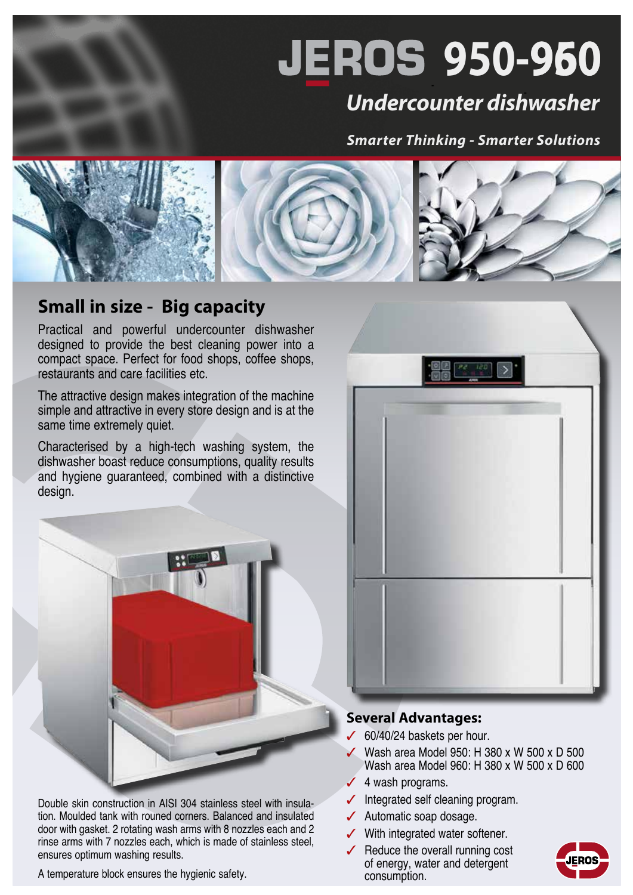# JEROS 950-960

## Undercounter dishwasher

*Smarter Thinking - Smarter Solutions*

## Small in size - Big capacity

Practical and powerful undercounter dishwasher designed to provide the best cleaning power into a compact space. Perfect for food shops, coffee shops, restaurants and care facilities etc.

The attractive design makes integration of the machine simple and attractive in every store design and is at the same time extremely quiet.

Characterised by a high-tech washing system, the dishwasher boast reduce consumptions, quality results and hygiene guaranteed, combined with a distinctive design.

Double skin construction in AISI 304 stainless steel with insulation. Moulded tank with rouned corners. Balanced and insulated door with gasket. 2 rotating wash arms with 8 nozzles each and 2 rinse arms with 7 nozzles each, which is made of stainless steel, ensures optimum washing results.

A temperature block ensures the hygienic safety.

### Several Advantages:

- ✓ 60/40/24 baskets per hour.
- ✓ Wash area Model 950: H 380 x W 500 x D 500
  Wash area Model 960: H 380 x W 500 x D 600
- ✓ 4 wash programs.
- ✓ Integrated self cleaning program.
- ✓ Automatic soap dosage.
- ✓ With integrated water softener.
- ✓ Reduce the overall running cost of energy, water and detergent consumption.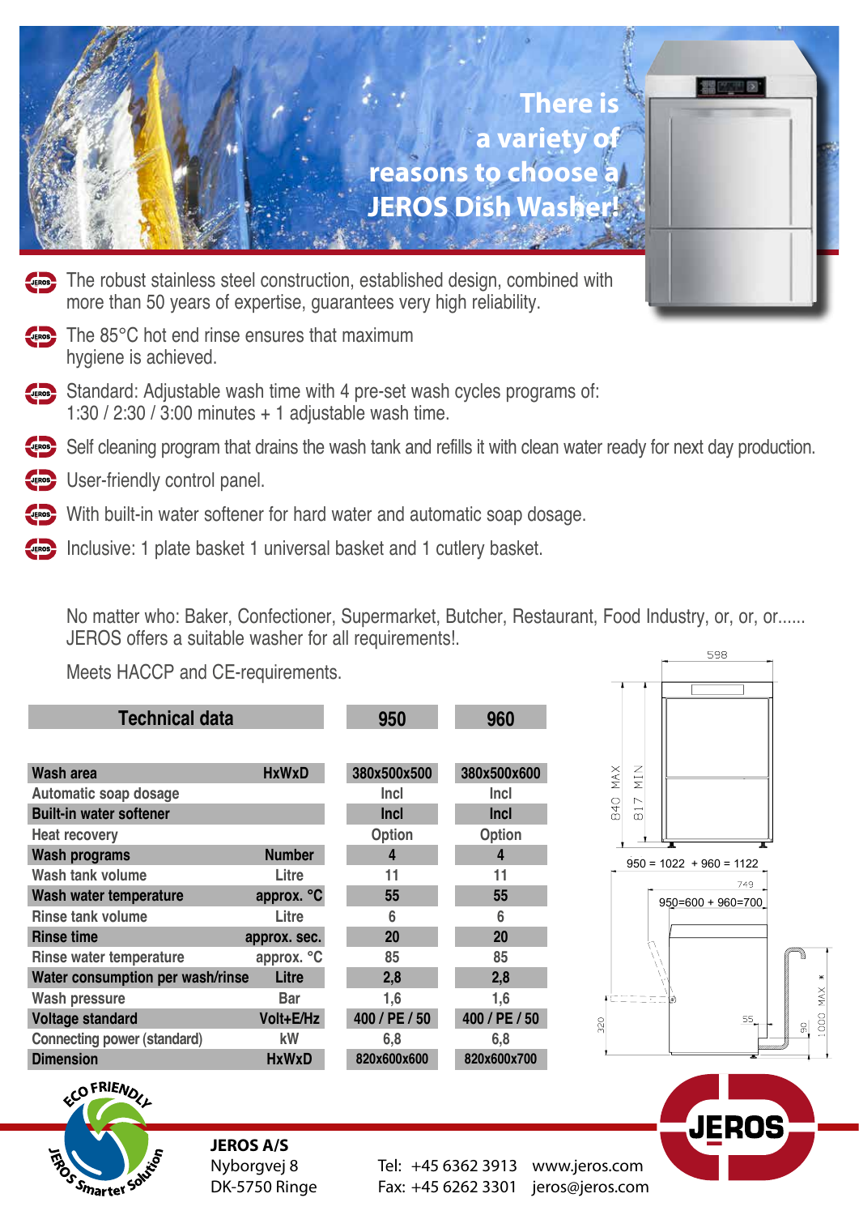# There is a variety of reasons to choose a JEROS Dish Washer!

- The robust stainless steel construction, established design, combined with more than 50 years of expertise, guarantees very high reliability.
- The 85°C hot end rinse ensures that maximum hygiene is achieved.
- Standard: Adjustable wash time with 4 pre-set wash cycles programs of: 1:30 / 2:30 / 3:00 minutes + 1 adjustable wash time.
- Self cleaning program that drains the wash tank and refills it with clean water ready for next day production.
- User-friendly control panel.
- With built-in water softener for hard water and automatic soap dosage.
- Inclusive: 1 plate basket 1 universal basket and 1 cutlery basket.

No matter who: Baker, Confectioner, Supermarket, Butcher, Restaurant, Food Industry, or, or, or...... JEROS offers a suitable washer for all requirements!.

Meets HACCP and CE-requirements.

| Technical data | | 950 | 960 |
|---|---|---|---|
| Wash area | HxWxD | 380x500x500 | 380x500x600 |
| Automatic soap dosage | | Incl | Incl |
| Built-in water softener | | Incl | Incl |
| Heat recovery | | Option | Option |
| Wash programs | Number | 4 | 4 |
| Wash tank volume | Litre | 11 | 11 |
| Wash water temperature | approx. °C | 55 | 55 |
| Rinse tank volume | Litre | 6 | 6 |
| Rinse time | approx. sec. | 20 | 20 |
| Rinse water temperature | approx. °C | 85 | 85 |
| Water consumption per wash/rinse | Litre | 2,8 | 2,8 |
| Wash pressure | Bar | 1,6 | 1,6 |
| Voltage standard | Volt+E/Hz | 400 / PE / 50 | 400 / PE / 50 |
| Connecting power (standard) | kW | 6,8 | 6,8 |
| Dimension | HxWxD | 820x600x600 | 820x600x700 |

598
840 MAX
817 MIN
950 = 1022 + 960 = 1122
749
950=600 + 960=700
320
55
90
1000 MAX

ECO FRIENDLY
JEROS Smarter Solution

**JEROS A/S**
Nyborgvej 8
DK-5750 Ringe

Tel: +45 6362 3913
Fax: +45 6262 3301

www.jeros.com
jeros@jeros.com

JEROS